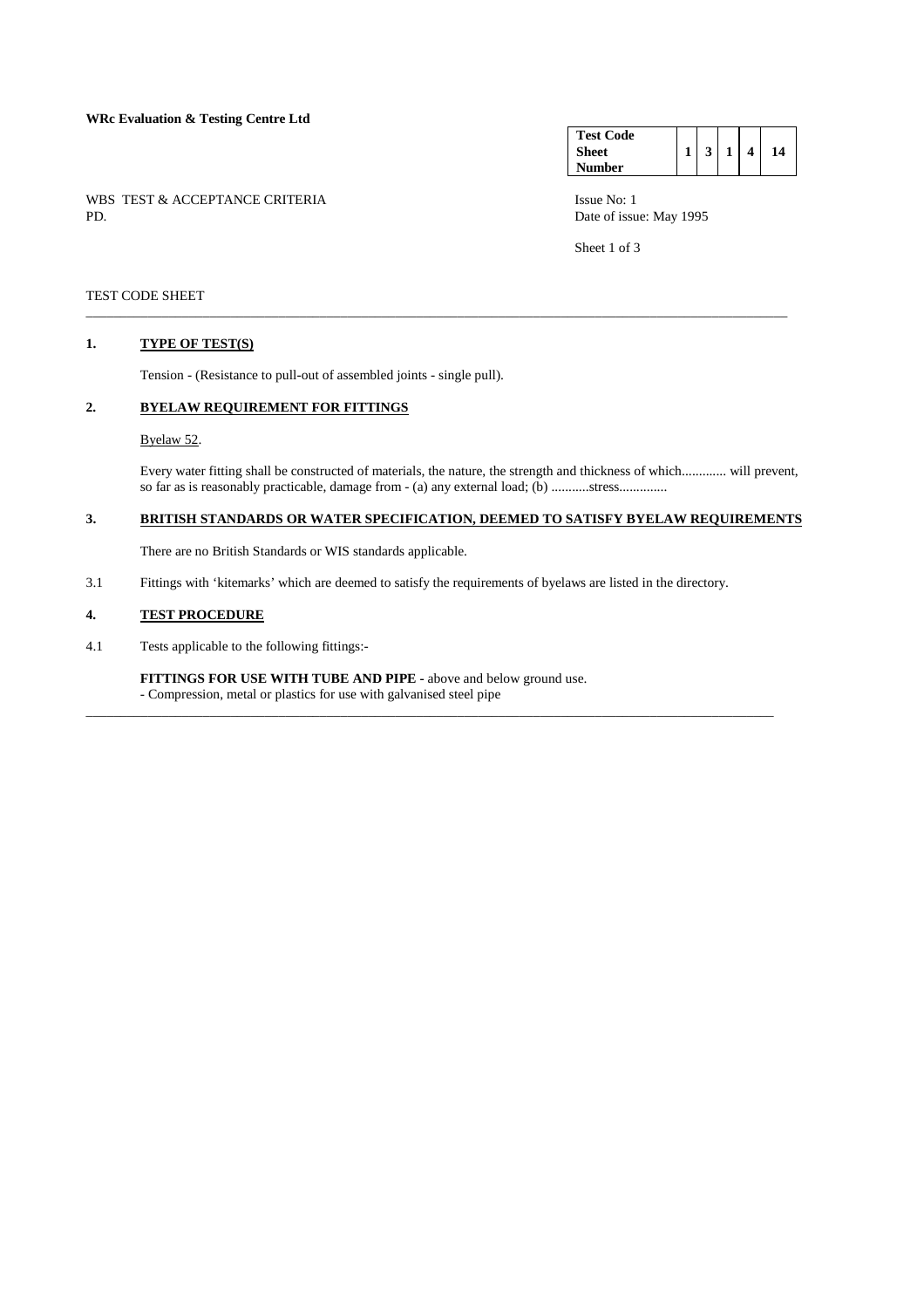**WRc Evaluation & Testing Centre Ltd**

| Test Code Sheet Number | 1 | 3 | 1 | 4 | 14 |
|---|---|---|---|---|---|

WBS TEST & ACCEPTANCE CRITERIA
PD.

Issue No: 1
Date of issue: May 1995

TEST CODE SHEET

---

## 1. TYPE OF TEST(S)

Tension - (Resistance to pull-out of assembled joints - single pull).

## 2. BYELAW REQUIREMENT FOR FITTINGS

Byelaw 52.

Every water fitting shall be constructed of materials, the nature, the strength and thickness of which............. will prevent, so far as is reasonably practicable, damage from - (a) any external load; (b) ...........stress..............

## 3. BRITISH STANDARDS OR WATER SPECIFICATION, DEEMED TO SATISFY BYELAW REQUIREMENTS

There are no British Standards or WIS standards applicable.

3.1 Fittings with 'kitemarks' which are deemed to satisfy the requirements of byelaws are listed in the directory.

## 4. TEST PROCEDURE

4.1 Tests applicable to the following fittings:-

**FITTINGS FOR USE WITH TUBE AND PIPE -** above and below ground use.
- Compression, metal or plastics for use with galvanised steel pipe

---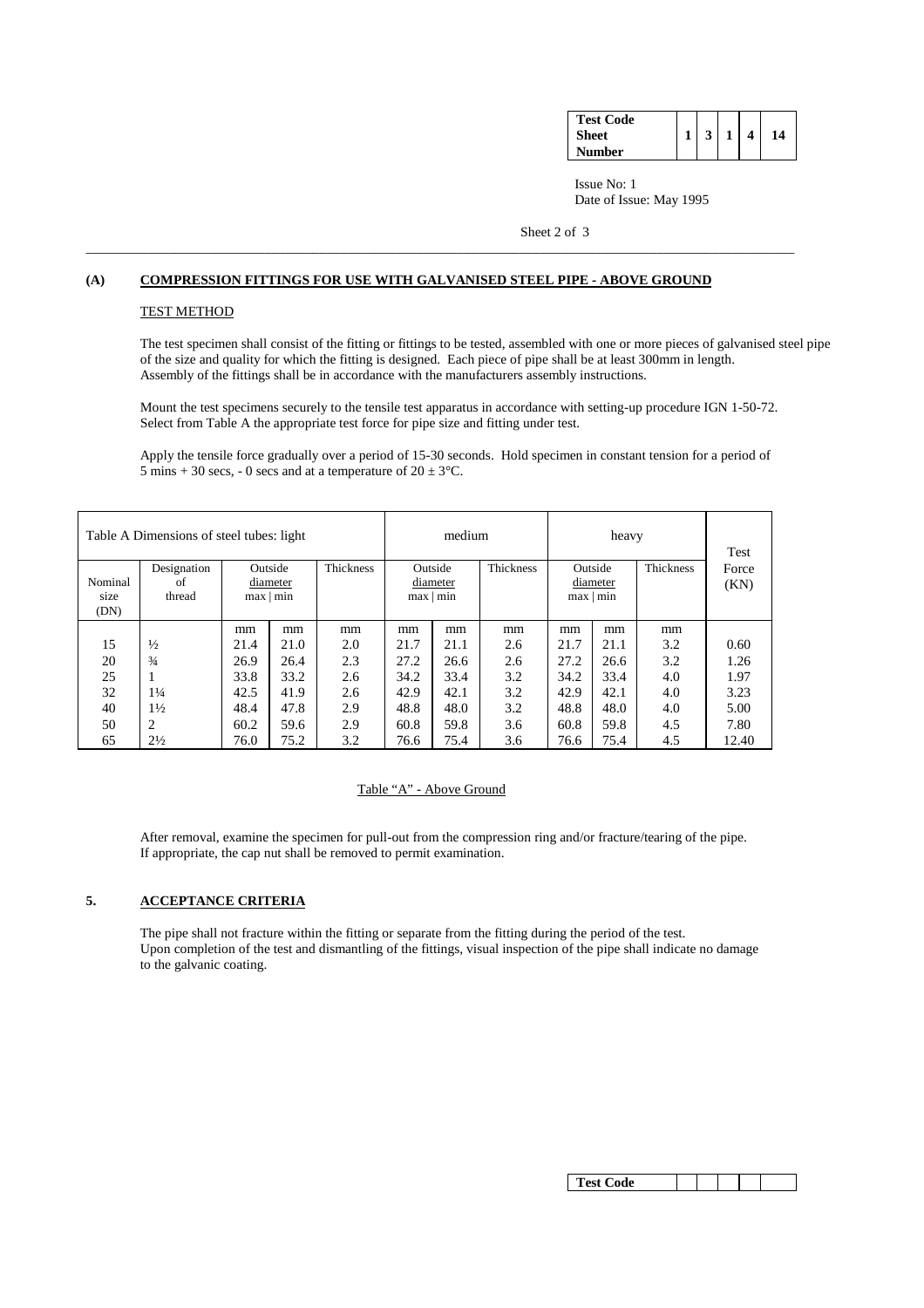**(A) COMPRESSION FITTINGS FOR USE WITH GALVANISED STEEL PIPE - ABOVE GROUND**

TEST METHOD

The test specimen shall consist of the fitting or fittings to be tested, assembled with one or more pieces of galvanised steel pipe of the size and quality for which the fitting is designed. Each piece of pipe shall be at least 300mm in length. Assembly of the fittings shall be in accordance with the manufacturers assembly instructions.

Mount the test specimens securely to the tensile test apparatus in accordance with setting-up procedure IGN 1-50-72. Select from Table A the appropriate test force for pipe size and fitting under test.

Apply the tensile force gradually over a period of 15-30 seconds. Hold specimen in constant tension for a period of 5 mins + 30 secs, - 0 secs and at a temperature of 20 ± 3°C.

| Table A Dimensions of steel tubes: light | | | | | medium | | | heavy | | | Test Force (KN) |
|---|---|---|---|---|---|---|---|---|---|---|---|
| Nominal size (DN) | Designation of thread | Outside diameter max | min | Thickness | Outside diameter max | min | Thickness | Outside diameter max | min | Thickness | |
| | | mm | mm | mm | mm | mm | mm | mm | mm | mm | |
| 15 | ½ | 21.4 | 21.0 | 2.0 | 21.7 | 21.1 | 2.6 | 21.7 | 21.1 | 3.2 | 0.60 |
| 20 | ¾ | 26.9 | 26.4 | 2.3 | 27.2 | 26.6 | 2.6 | 27.2 | 26.6 | 3.2 | 1.26 |
| 25 | 1 | 33.8 | 33.2 | 2.6 | 34.2 | 33.4 | 3.2 | 34.2 | 33.4 | 4.0 | 1.97 |
| 32 | 1¼ | 42.5 | 41.9 | 2.6 | 42.9 | 42.1 | 3.2 | 42.9 | 42.1 | 4.0 | 3.23 |
| 40 | 1½ | 48.4 | 47.8 | 2.9 | 48.8 | 48.0 | 3.2 | 48.8 | 48.0 | 4.0 | 5.00 |
| 50 | 2 | 60.2 | 59.6 | 2.9 | 60.8 | 59.8 | 3.6 | 60.8 | 59.8 | 4.5 | 7.80 |
| 65 | 2½ | 76.0 | 75.2 | 3.2 | 76.6 | 75.4 | 3.6 | 76.6 | 75.4 | 4.5 | 12.40 |

Table "A" - Above Ground

After removal, examine the specimen for pull-out from the compression ring and/or fracture/tearing of the pipe. If appropriate, the cap nut shall be removed to permit examination.

## 5. ACCEPTANCE CRITERIA

The pipe shall not fracture within the fitting or separate from the fitting during the period of the test. Upon completion of the test and dismantling of the fittings, visual inspection of the pipe shall indicate no damage to the galvanic coating.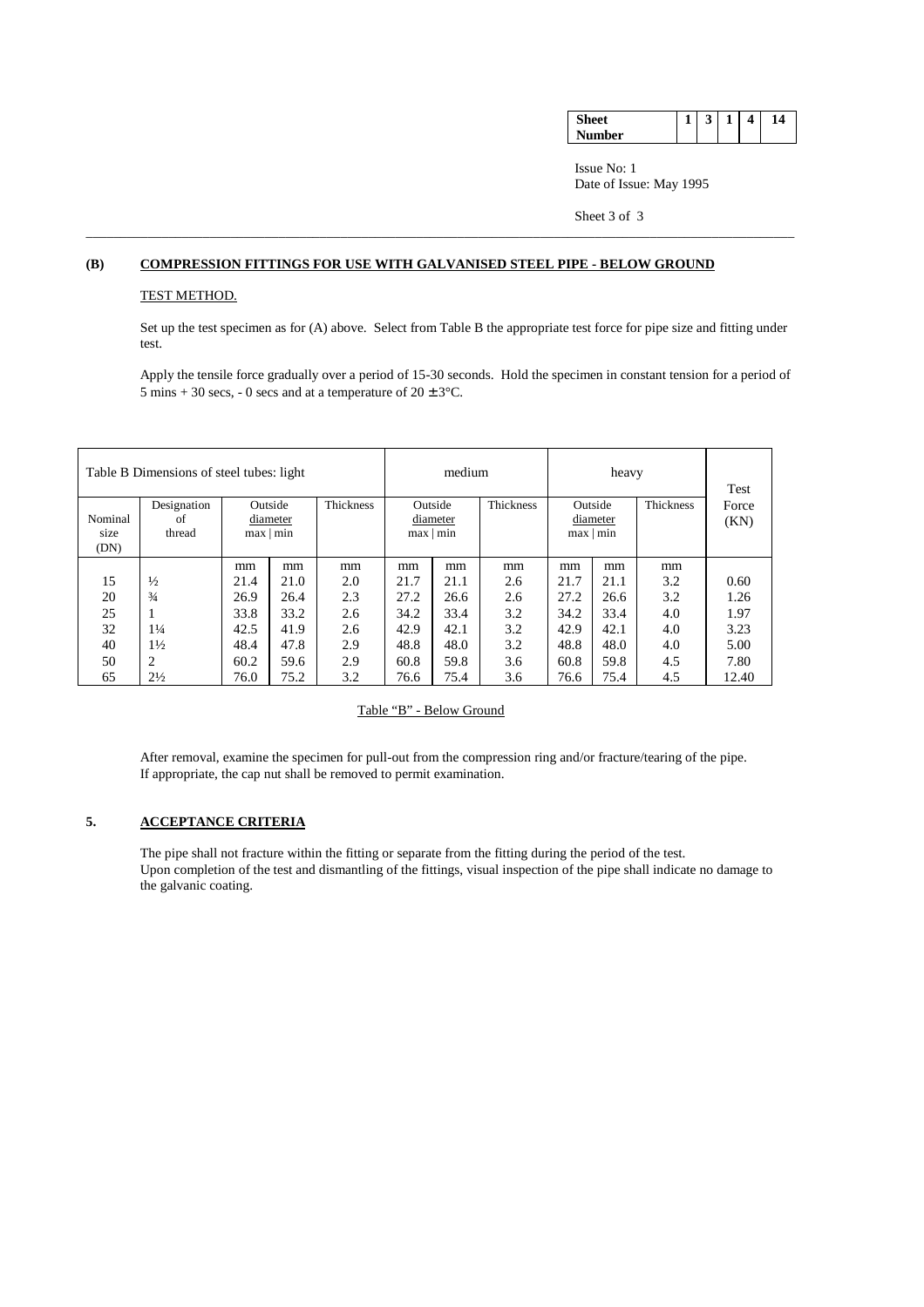## (B) COMPRESSION FITTINGS FOR USE WITH GALVANISED STEEL PIPE - BELOW GROUND

TEST METHOD.

Set up the test specimen as for (A) above. Select from Table B the appropriate test force for pipe size and fitting under test.

Apply the tensile force gradually over a period of 15-30 seconds. Hold the specimen in constant tension for a period of 5 mins + 30 secs, - 0 secs and at a temperature of 20 ± 3°C.

| Table B Dimensions of steel tubes: light | | | | | medium | | | heavy | | | Test Force (KN) |
|---|---|---|---|---|---|---|---|---|---|---|---|
| Nominal size (DN) | Designation of thread | Outside diameter max | min | Thickness | Outside diameter max | min | Thickness | Outside diameter max | min | Thickness | |
| | | mm | mm | mm | mm | mm | mm | mm | mm | mm | |
| 15 | ½ | 21.4 | 21.0 | 2.0 | 21.7 | 21.1 | 2.6 | 21.7 | 21.1 | 3.2 | 0.60 |
| 20 | ¾ | 26.9 | 26.4 | 2.3 | 27.2 | 26.6 | 2.6 | 27.2 | 26.6 | 3.2 | 1.26 |
| 25 | 1 | 33.8 | 33.2 | 2.6 | 34.2 | 33.4 | 3.2 | 34.2 | 33.4 | 4.0 | 1.97 |
| 32 | 1¼ | 42.5 | 41.9 | 2.6 | 42.9 | 42.1 | 3.2 | 42.9 | 42.1 | 4.0 | 3.23 |
| 40 | 1½ | 48.4 | 47.8 | 2.9 | 48.8 | 48.0 | 3.2 | 48.8 | 48.0 | 4.0 | 5.00 |
| 50 | 2 | 60.2 | 59.6 | 2.9 | 60.8 | 59.8 | 3.6 | 60.8 | 59.8 | 4.5 | 7.80 |
| 65 | 2½ | 76.0 | 75.2 | 3.2 | 76.6 | 75.4 | 3.6 | 76.6 | 75.4 | 4.5 | 12.40 |

Table "B" - Below Ground

After removal, examine the specimen for pull-out from the compression ring and/or fracture/tearing of the pipe. If appropriate, the cap nut shall be removed to permit examination.

## 5. ACCEPTANCE CRITERIA

The pipe shall not fracture within the fitting or separate from the fitting during the period of the test.
Upon completion of the test and dismantling of the fittings, visual inspection of the pipe shall indicate no damage to the galvanic coating.